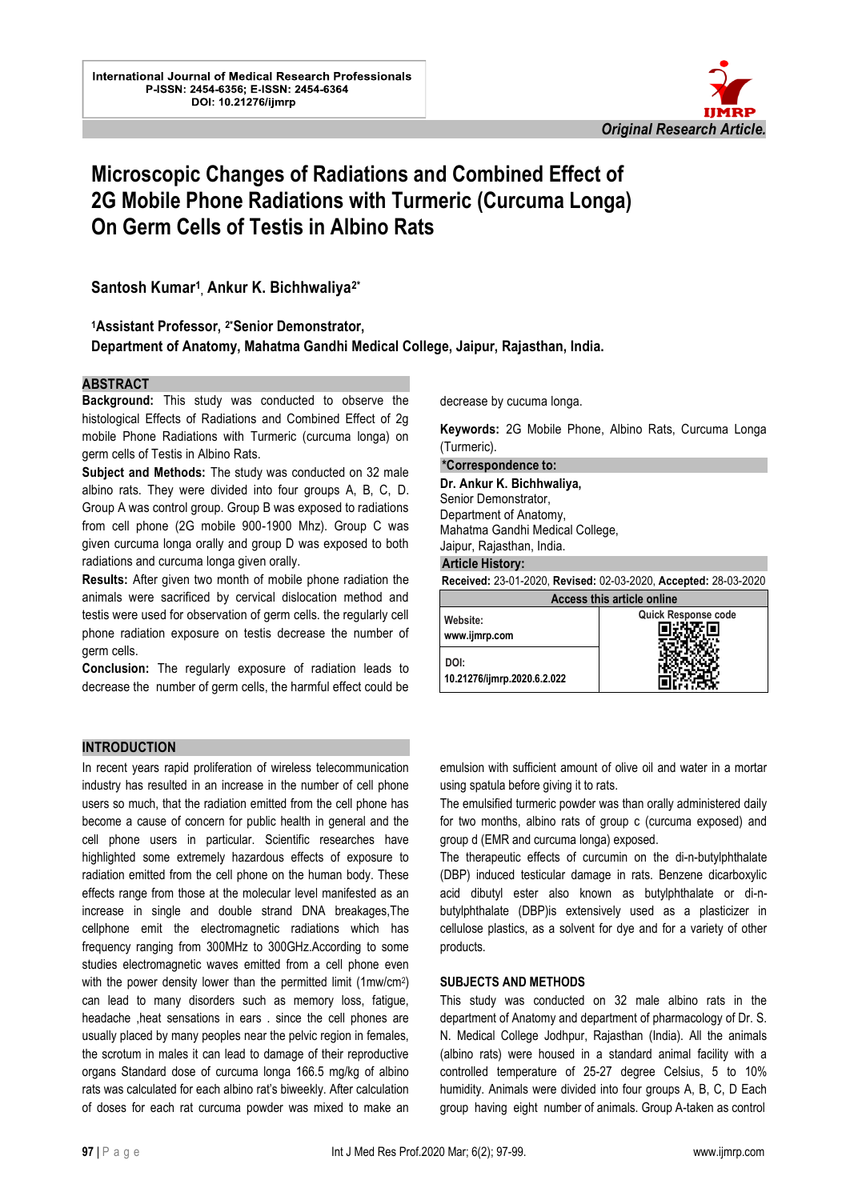International Journal of Medical Research Professionals
P-ISSN: 2454-6356; E-ISSN: 2454-6364
DOI: 10.21276/ijmrp

*Original Research Article.*

# Microscopic Changes of Radiations and Combined Effect of 2G Mobile Phone Radiations with Turmeric (Curcuma Longa) On Germ Cells of Testis in Albino Rats

**Santosh Kumar[1], Ankur K. Bichhwaliya[2*]**

**[1]Assistant Professor, [2*]Senior Demonstrator,**
**Department of Anatomy, Mahatma Gandhi Medical College, Jaipur, Rajasthan, India.**

## ABSTRACT

**Background:** This study was conducted to observe the histological Effects of Radiations and Combined Effect of 2g mobile Phone Radiations with Turmeric (curcuma longa) on germ cells of Testis in Albino Rats.

**Subject and Methods:** The study was conducted on 32 male albino rats. They were divided into four groups A, B, C, D. Group A was control group. Group B was exposed to radiations from cell phone (2G mobile 900-1900 Mhz). Group C was given curcuma longa orally and group D was exposed to both radiations and curcuma longa given orally.

**Results:** After given two month of mobile phone radiation the animals were sacrificed by cervical dislocation method and testis were used for observation of germ cells. the regularly cell phone radiation exposure on testis decrease the number of germ cells.

**Conclusion:** The regularly exposure of radiation leads to decrease the number of germ cells, the harmful effect could be decrease by cucuma longa.

**Keywords:** 2G Mobile Phone, Albino Rats, Curcuma Longa (Turmeric).

**\*Correspondence to:**
**Dr. Ankur K. Bichhwaliya,**
Senior Demonstrator,
Department of Anatomy,
Mahatma Gandhi Medical College,
Jaipur, Rajasthan, India.

**Article History:**
**Received:** 23-01-2020, **Revised:** 02-03-2020, **Accepted:** 28-03-2020

| Access this article online | |
|---|---|
| **Website:** www.ijmrp.com | **Quick Response code** |
| **DOI:** 10.21276/ijmrp.2020.6.2.022 | |

## INTRODUCTION

In recent years rapid proliferation of wireless telecommunication industry has resulted in an increase in the number of cell phone users so much, that the radiation emitted from the cell phone has become a cause of concern for public health in general and the cell phone users in particular. Scientific researches have highlighted some extremely hazardous effects of exposure to radiation emitted from the cell phone on the human body. These effects range from those at the molecular level manifested as an increase in single and double strand DNA breakages,The cellphone emit the electromagnetic radiations which has frequency ranging from 300MHz to 300GHz.According to some studies electromagnetic waves emitted from a cell phone even with the power density lower than the permitted limit (1mw/cm$^2$) can lead to many disorders such as memory loss, fatigue, headache ,heat sensations in ears . since the cell phones are usually placed by many peoples near the pelvic region in females, the scrotum in males it can lead to damage of their reproductive organs Standard dose of curcuma longa 166.5 mg/kg of albino rats was calculated for each albino rat's biweekly. After calculation of doses for each rat curcuma powder was mixed to make an emulsion with sufficient amount of olive oil and water in a mortar using spatula before giving it to rats.

The emulsified turmeric powder was than orally administered daily for two months, albino rats of group c (curcuma exposed) and group d (EMR and curcuma longa) exposed.

The therapeutic effects of curcumin on the di-n-butylphthalate (DBP) induced testicular damage in rats. Benzene dicarboxylic acid dibutyl ester also known as butylphthalate or di-n-butylphthalate (DBP)is extensively used as a plasticizer in cellulose plastics, as a solvent for dye and for a variety of other products.

## SUBJECTS AND METHODS

This study was conducted on 32 male albino rats in the department of Anatomy and department of pharmacology of Dr. S. N. Medical College Jodhpur, Rajasthan (India). All the animals (albino rats) were housed in a standard animal facility with a controlled temperature of 25-27 degree Celsius, 5 to 10% humidity. Animals were divided into four groups A, B, C, D Each group having eight number of animals. Group A-taken as control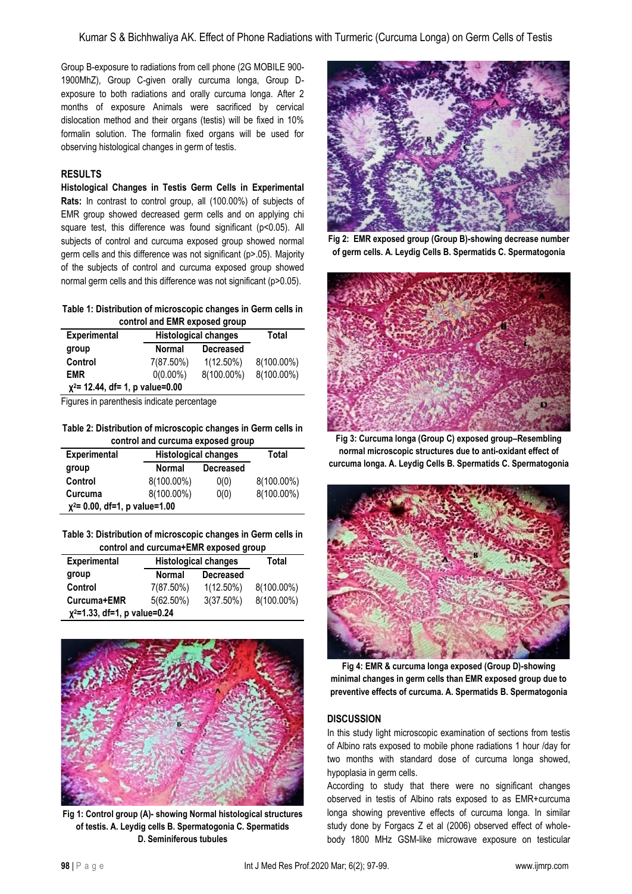Group B-exposure to radiations from cell phone (2G MOBILE 900-1900MhZ), Group C-given orally curcuma longa, Group D-exposure to both radiations and orally curcuma longa. After 2 months of exposure Animals were sacrificed by cervical dislocation method and their organs (testis) will be fixed in 10% formalin solution. The formalin fixed organs will be used for observing histological changes in germ of testis.

## RESULTS

**Histological Changes in Testis Germ Cells in Experimental Rats:** In contrast to control group, all (100.00%) of subjects of EMR group showed decreased germ cells and on applying chi square test, this difference was found significant ($p<0.05$). All subjects of control and curcuma exposed group showed normal germ cells and this difference was not significant ($p>.05$). Majority of the subjects of control and curcuma exposed group showed normal germ cells and this difference was not significant ($p>0.05$).

**Table 1: Distribution of microscopic changes in Germ cells in control and EMR exposed group**

| Experimental group | Histological changes | | Total |
|---|---|---|---|
| | Normal | Decreased | |
| **Control** | 7(87.50%) | 1(12.50%) | 8(100.00%) |
| **EMR** | 0(0.00%) | 8(100.00%) | 8(100.00%) |
| **$\chi^2$= 12.44, df= 1, p value=0.00** | | | |

Figures in parenthesis indicate percentage

**Table 2: Distribution of microscopic changes in Germ cells in control and curcuma exposed group**

| Experimental group | Histological changes | | Total |
|---|---|---|---|
| | Normal | Decreased | |
| **Control** | 8(100.00%) | 0(0) | 8(100.00%) |
| **Curcuma** | 8(100.00%) | 0(0) | 8(100.00%) |
| **$\chi^2$= 0.00, df=1, p value=1.00** | | | |

**Table 3: Distribution of microscopic changes in Germ cells in control and curcuma+EMR exposed group**

| Experimental group | Histological changes | | Total |
|---|---|---|---|
| | Normal | Decreased | |
| **Control** | 7(87.50%) | 1(12.50%) | 8(100.00%) |
| **Curcuma+EMR** | 5(62.50%) | 3(37.50%) | 8(100.00%) |
| **$\chi^2$=1.33, df=1, p value=0.24** | | | |

**Fig 1: Control group (A)- showing Normal histological structures of testis. A. Leydig cells B. Spermatogonia C. Spermatids D. Seminiferous tubules**

**Fig 2: EMR exposed group (Group B)-showing decrease number of germ cells. A. Leydig Cells B. Spermatids C. Spermatogonia**

**Fig 3: Curcuma longa (Group C) exposed group–Resembling normal microscopic structures due to anti-oxidant effect of curcuma longa. A. Leydig Cells B. Spermatids C. Spermatogonia**

**Fig 4: EMR & curcuma longa exposed (Group D)-showing minimal changes in germ cells than EMR exposed group due to preventive effects of curcuma. A. Spermatids B. Spermatogonia**

## DISCUSSION

In this study light microscopic examination of sections from testis of Albino rats exposed to mobile phone radiations 1 hour /day for two months with standard dose of curcuma longa showed, hypoplasia in germ cells.

According to study that there were no significant changes observed in testis of Albino rats exposed to as EMR+curcuma longa showing preventive effects of curcuma longa. In similar study done by Forgacs Z et al (2006) observed effect of whole-body 1800 MHz GSM-like microwave exposure on testicular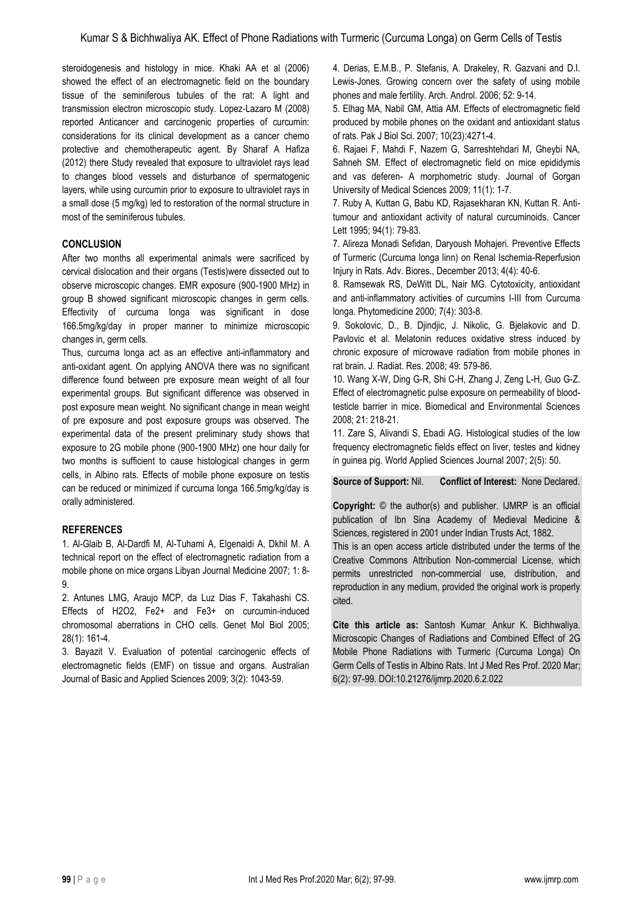steroidogenesis and histology in mice. Khaki AA et al (2006) showed the effect of an electromagnetic field on the boundary tissue of the seminiferous tubules of the rat: A light and transmission electron microscopic study. Lopez-Lazaro M (2008) reported Anticancer and carcinogenic properties of curcumin: considerations for its clinical development as a cancer chemo protective and chemotherapeutic agent. By Sharaf A Hafiza (2012) there Study revealed that exposure to ultraviolet rays lead to changes blood vessels and disturbance of spermatogenic layers, while using curcumin prior to exposure to ultraviolet rays in a small dose (5 mg/kg) led to restoration of the normal structure in most of the seminiferous tubules.

## CONCLUSION

After two months all experimental animals were sacrificed by cervical dislocation and their organs (Testis)were dissected out to observe microscopic changes. EMR exposure (900-1900 MHz) in group B showed significant microscopic changes in germ cells. Effectivity of curcuma longa was significant in dose 166.5mg/kg/day in proper manner to minimize microscopic changes in, germ cells.

Thus, curcuma longa act as an effective anti-inflammatory and anti-oxidant agent. On applying ANOVA there was no significant difference found between pre exposure mean weight of all four experimental groups. But significant difference was observed in post exposure mean weight. No significant change in mean weight of pre exposure and post exposure groups was observed. The experimental data of the present preliminary study shows that exposure to 2G mobile phone (900-1900 MHz) one hour daily for two months is sufficient to cause histological changes in germ cells, in Albino rats. Effects of mobile phone exposure on testis can be reduced or minimized if curcuma longa 166.5mg/kg/day is orally administered.

## REFERENCES

1. Al-Glaib B, Al-Dardfi M, Al-Tuhami A, Elgenaidi A, Dkhil M. A technical report on the effect of electromagnetic radiation from a mobile phone on mice organs Libyan Journal Medicine 2007; 1: 8-9.

2. Antunes LMG, Araujo MCP, da Luz Dias F, Takahashi CS. Effects of H2O2, Fe2+ and Fe3+ on curcumin-induced chromosomal aberrations in CHO cells. Genet Mol Biol 2005; 28(1): 161-4.

3. Bayazit V. Evaluation of potential carcinogenic effects of electromagnetic fields (EMF) on tissue and organs. Australian Journal of Basic and Applied Sciences 2009; 3(2): 1043-59.

4. Derias, E.M.B., P. Stefanis, A. Drakeley, R. Gazvani and D.I. Lewis-Jones. Growing concern over the safety of using mobile phones and male fertility. Arch. Androl. 2006; 52: 9-14.

5. Elhag MA, Nabil GM, Attia AM. Effects of electromagnetic field produced by mobile phones on the oxidant and antioxidant status of rats. Pak J Biol Sci. 2007; 10(23):4271-4.

6. Rajaei F, Mahdi F, Nazem G, Sarreshtehdari M, Gheybi NA, Sahneh SM. Effect of electromagnetic field on mice epididymis and vas deferen- A morphometric study. Journal of Gorgan University of Medical Sciences 2009; 11(1): 1-7.

7. Ruby A, Kuttan G, Babu KD, Rajasekharan KN, Kuttan R. Anti-tumour and antioxidant activity of natural curcuminoids. Cancer Lett 1995; 94(1): 79-83.

7. Alireza Monadi Sefidan, Daryoush Mohajeri. Preventive Effects of Turmeric (Curcuma longa linn) on Renal Ischemia-Reperfusion Injury in Rats. Adv. Biores., December 2013; 4(4): 40-6.

8. Ramsewak RS, DeWitt DL, Nair MG. Cytotoxicity, antioxidant and anti-inflammatory activities of curcumins I-III from Curcuma longa. Phytomedicine 2000; 7(4): 303-8.

9. Sokolovic, D., B. Djindjic, J. Nikolic, G. Bjelakovic and D. Pavlovic et al. Melatonin reduces oxidative stress induced by chronic exposure of microwave radiation from mobile phones in rat brain. J. Radiat. Res. 2008; 49: 579-86.

10. Wang X-W, Ding G-R, Shi C-H, Zhang J, Zeng L-H, Guo G-Z. Effect of electromagnetic pulse exposure on permeability of blood-testicle barrier in mice. Biomedical and Environmental Sciences 2008; 21: 218-21.

11. Zare S, Alivandi S, Ebadi AG. Histological studies of the low frequency electromagnetic fields effect on liver, testes and kidney in guinea pig. World Applied Sciences Journal 2007; 2(5): 50.

**Source of Support:** Nil. **Conflict of Interest:** None Declared.

**Copyright:** © the author(s) and publisher. IJMRP is an official publication of Ibn Sina Academy of Medieval Medicine & Sciences, registered in 2001 under Indian Trusts Act, 1882.
This is an open access article distributed under the terms of the Creative Commons Attribution Non-commercial License, which permits unrestricted non-commercial use, distribution, and reproduction in any medium, provided the original work is properly cited.

**Cite this article as:** Santosh Kumar, Ankur K. Bichhwaliya. Microscopic Changes of Radiations and Combined Effect of 2G Mobile Phone Radiations with Turmeric (Curcuma Longa) On Germ Cells of Testis in Albino Rats. Int J Med Res Prof. 2020 Mar; 6(2): 97-99. DOI:10.21276/ijmrp.2020.6.2.022